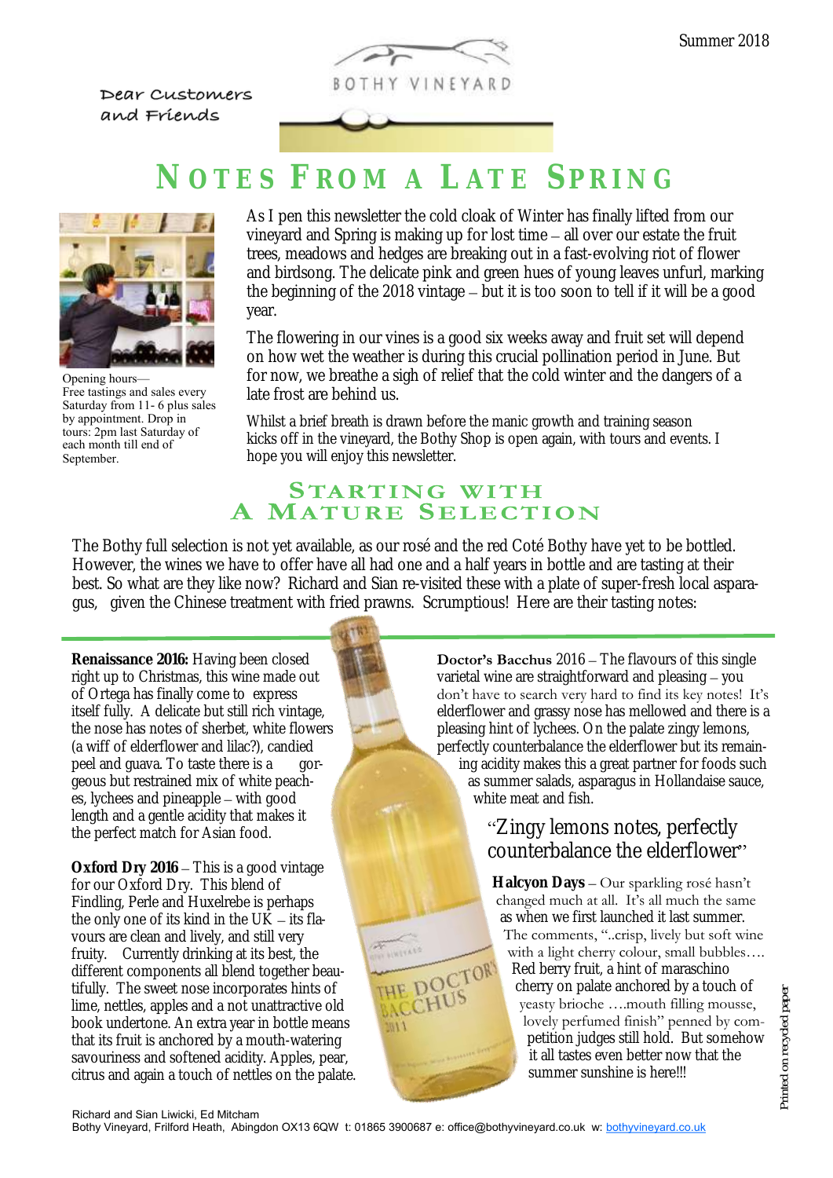Summer 2018

Dear Customers and Friends

BOTHY VINEYARD

# NOTES FROM A LATE SPRING

Opening hours—
Free tastings and sales every Saturday from 11- 6 plus sales by appointment. Drop in tours: 2pm last Saturday of each month till end of September.

As I pen this newsletter the cold cloak of Winter has finally lifted from our vineyard and Spring is making up for lost time – all over our estate the fruit trees, meadows and hedges are breaking out in a fast-evolving riot of flower and birdsong. The delicate pink and green hues of young leaves unfurl, marking the beginning of the 2018 vintage – but it is too soon to tell if it will be a good year.

The flowering in our vines is a good six weeks away and fruit set will depend on how wet the weather is during this crucial pollination period in June. But for now, we breathe a sigh of relief that the cold winter and the dangers of a late frost are behind us.

Whilst a brief breath is drawn before the manic growth and training season kicks off in the vineyard, the Bothy Shop is open again, with tours and events. I hope you will enjoy this newsletter.

## STARTING WITH A MATURE SELECTION

The Bothy full selection is not yet available, as our rosé and the red Coté Bothy have yet to be bottled. However, the wines we have to offer have all had one and a half years in bottle and are tasting at their best. So what are they like now? Richard and Sian re-visited these with a plate of super-fresh local asparagus, given the Chinese treatment with fried prawns. Scrumptious! Here are their tasting notes:

**Renaissance 2016:** Having been closed right up to Christmas, this wine made out of Ortega has finally come to express itself fully. A delicate but still rich vintage, the nose has notes of sherbet, white flowers (a wiff of elderflower and lilac?), candied peel and guava. To taste there is a gorgeous but restrained mix of white peaches, lychees and pineapple – with good length and a gentle acidity that makes it the perfect match for Asian food.

**Oxford Dry 2016** – This is a good vintage for our Oxford Dry. This blend of Findling, Perle and Huxelrebe is perhaps the only one of its kind in the UK – its flavours are clean and lively, and still very fruity. Currently drinking at its best, the different components all blend together beautifully. The sweet nose incorporates hints of lime, nettles, apples and a not unattractive old book undertone. An extra year in bottle means that its fruit is anchored by a mouth-watering savouriness and softened acidity. Apples, pear, citrus and again a touch of nettles on the palate.

**Doctor's Bacchus** 2016 – The flavours of this single varietal wine are straightforward and pleasing – you don't have to search very hard to find its key notes! It's elderflower and grassy nose has mellowed and there is a pleasing hint of lychees. On the palate zingy lemons, perfectly counterbalance the elderflower but its remaining acidity makes this a great partner for foods such as summer salads, asparagus in Hollandaise sauce, white meat and fish.

"Zingy lemons notes, perfectly counterbalance the elderflower"

**Halcyon Days** – Our sparkling rosé hasn't changed much at all. It's all much the same as when we first launched it last summer. The comments, "..crisp, lively but soft wine with a light cherry colour, small bubbles…. Red berry fruit, a hint of maraschino cherry on palate anchored by a touch of yeasty brioche ….mouth filling mousse, lovely perfumed finish" penned by competition judges still hold. But somehow it all tastes even better now that the summer sunshine is here!!!

Richard and Sian Liwicki, Ed Mitcham
Bothy Vineyard, Frilford Heath, Abingdon OX13 6QW t: 01865 3900687 e: office@bothyvineyard.co.uk w: bothyvineyard.co.uk

Printed on recycled paper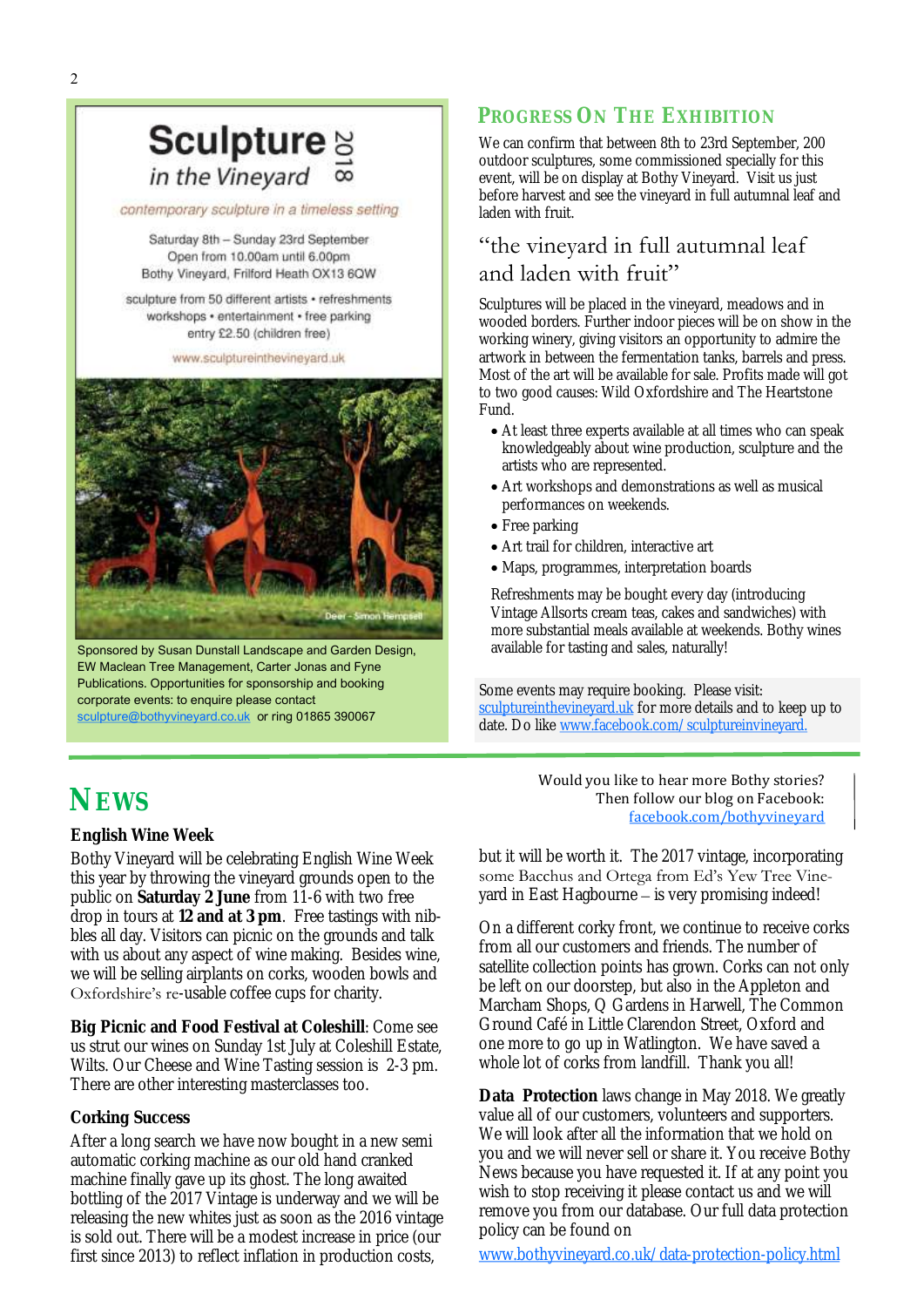# Sculpture in the Vineyard 2018

*contemporary sculpture in a timeless setting*

Saturday 8th – Sunday 23rd September
Open from 10.00am until 6.00pm
Bothy Vineyard, Frilford Heath OX13 6QW

sculpture from 50 different artists • refreshments
workshops • entertainment • free parking
entry £2.50 (children free)

www.sculptureinthevineyard.uk

Deer - Simon Hempsell

Sponsored by Susan Dunstall Landscape and Garden Design, EW Maclean Tree Management, Carter Jonas and Fyne Publications. Opportunities for sponsorship and booking corporate events: to enquire please contact sculpture@bothyvineyard.co.uk or ring 01865 390067

## Progress On The Exhibition

We can confirm that between 8th to 23rd September, 200 outdoor sculptures, some commissioned specially for this event, will be on display at Bothy Vineyard. Visit us just before harvest and see the vineyard in full autumnal leaf and laden with fruit.

> "the vineyard in full autumnal leaf and laden with fruit"

Sculptures will be placed in the vineyard, meadows and in wooded borders. Further indoor pieces will be on show in the working winery, giving visitors an opportunity to admire the artwork in between the fermentation tanks, barrels and press. Most of the art will be available for sale. Profits made will got to two good causes: Wild Oxfordshire and The Heartstone Fund.

- At least three experts available at all times who can speak knowledgeably about wine production, sculpture and the artists who are represented.
- Art workshops and demonstrations as well as musical performances on weekends.
- Free parking
- Art trail for children, interactive art
- Maps, programmes, interpretation boards

Refreshments may be bought every day (introducing Vintage Allsorts cream teas, cakes and sandwiches) with more substantial meals available at weekends. Bothy wines available for tasting and sales, naturally!

Some events may require booking. Please visit: sculptureinthevineyard.uk for more details and to keep up to date. Do like www.facebook.com/sculptureinvineyard.

# News

### English Wine Week

Bothy Vineyard will be celebrating English Wine Week this year by throwing the vineyard grounds open to the public on **Saturday 2 June** from 11-6 with two free drop in tours at **12 and at 3 pm**. Free tastings with nibbles all day. Visitors can picnic on the grounds and talk with us about any aspect of wine making. Besides wine, we will be selling airplants on corks, wooden bowls and Oxfordshire's re-usable coffee cups for charity.

**Big Picnic and Food Festival at Coleshill**: Come see us strut our wines on Sunday 1st July at Coleshill Estate, Wilts. Our Cheese and Wine Tasting session is 2-3 pm. There are other interesting masterclasses too.

### Corking Success

After a long search we have now bought in a new semi automatic corking machine as our old hand cranked machine finally gave up its ghost. The long awaited bottling of the 2017 Vintage is underway and we will be releasing the new whites just as soon as the 2016 vintage is sold out. There will be a modest increase in price (our first since 2013) to reflect inflation in production costs, but it will be worth it. The 2017 vintage, incorporating some Bacchus and Ortega from Ed's Yew Tree Vineyard in East Hagbourne – is very promising indeed!

Would you like to hear more Bothy stories?
Then follow our blog on Facebook:
facebook.com/bothyvineyard

On a different corky front, we continue to receive corks from all our customers and friends. The number of satellite collection points has grown. Corks can not only be left on our doorstep, but also in the Appleton and Marcham Shops, Q Gardens in Harwell, The Common Ground Café in Little Clarendon Street, Oxford and one more to go up in Watlington. We have saved a whole lot of corks from landfill. Thank you all!

**Data Protection** laws change in May 2018. We greatly value all of our customers, volunteers and supporters. We will look after all the information that we hold on you and we will never sell or share it. You receive Bothy News because you have requested it. If at any point you wish to stop receiving it please contact us and we will remove you from our database. Our full data protection policy can be found on www.bothyvineyard.co.uk/data-protection-policy.html